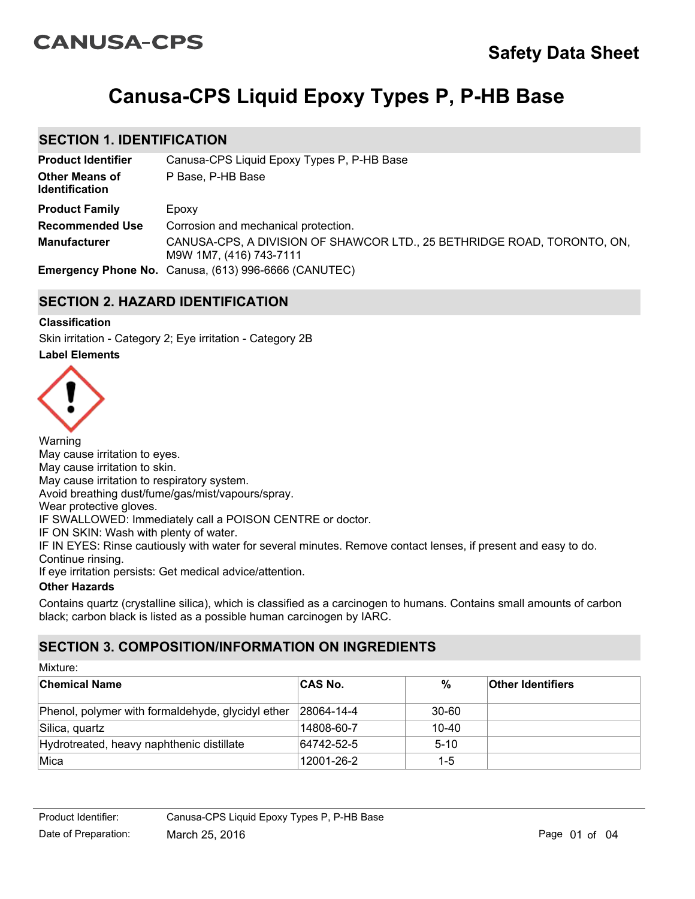CANUSA-CPS

Safety Data Sheet

# Canusa-CPS Liquid Epoxy Types P, P-HB Base

## SECTION 1. IDENTIFICATION

| | |
|---|---|
| **Product Identifier** | Canusa-CPS Liquid Epoxy Types P, P-HB Base |
| **Other Means of Identification** | P Base, P-HB Base |
| **Product Family** | Epoxy |
| **Recommended Use** | Corrosion and mechanical protection. |
| **Manufacturer** | CANUSA-CPS, A DIVISION OF SHAWCOR LTD., 25 BETHRIDGE ROAD, TORONTO, ON, M9W 1M7, (416) 743-7111 |
| **Emergency Phone No.** | Canusa, (613) 996-6666 (CANUTEC) |

## SECTION 2. HAZARD IDENTIFICATION

**Classification**

Skin irritation - Category 2; Eye irritation - Category 2B

**Label Elements**

Warning
May cause irritation to eyes.
May cause irritation to skin.
May cause irritation to respiratory system.
Avoid breathing dust/fume/gas/mist/vapours/spray.
Wear protective gloves.
IF SWALLOWED: Immediately call a POISON CENTRE or doctor.
IF ON SKIN: Wash with plenty of water.
IF IN EYES: Rinse cautiously with water for several minutes. Remove contact lenses, if present and easy to do. Continue rinsing.
If eye irritation persists: Get medical advice/attention.

**Other Hazards**

Contains quartz (crystalline silica), which is classified as a carcinogen to humans. Contains small amounts of carbon black; carbon black is listed as a possible human carcinogen by IARC.

## SECTION 3. COMPOSITION/INFORMATION ON INGREDIENTS

Mixture:

| Chemical Name | CAS No. | % | Other Identifiers |
|---|---|---|---|
| Phenol, polymer with formaldehyde, glycidyl ether | 28064-14-4 | 30-60 | |
| Silica, quartz | 14808-60-7 | 10-40 | |
| Hydrotreated, heavy naphthenic distillate | 64742-52-5 | 5-10 | |
| Mica | 12001-26-2 | 1-5 | |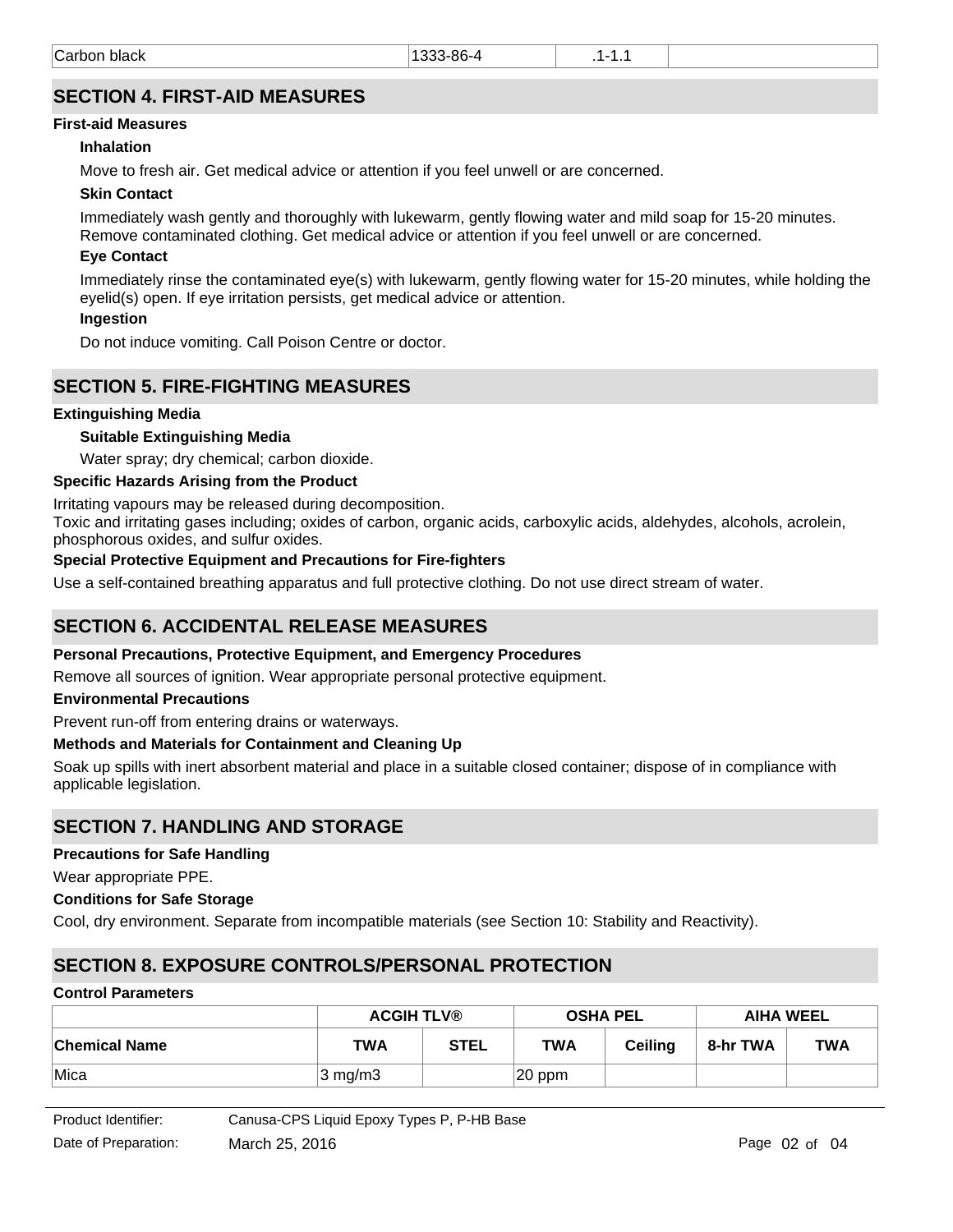| Carbon black | 1333-86-4 | .1-1.1 | |
|---|---|---|---|

## SECTION 4. FIRST-AID MEASURES

**First-aid Measures**

**Inhalation**

Move to fresh air. Get medical advice or attention if you feel unwell or are concerned.

**Skin Contact**

Immediately wash gently and thoroughly with lukewarm, gently flowing water and mild soap for 15-20 minutes. Remove contaminated clothing. Get medical advice or attention if you feel unwell or are concerned.

**Eye Contact**

Immediately rinse the contaminated eye(s) with lukewarm, gently flowing water for 15-20 minutes, while holding the eyelid(s) open. If eye irritation persists, get medical advice or attention.

**Ingestion**

Do not induce vomiting. Call Poison Centre or doctor.

## SECTION 5. FIRE-FIGHTING MEASURES

**Extinguishing Media**

**Suitable Extinguishing Media**

Water spray; dry chemical; carbon dioxide.

**Specific Hazards Arising from the Product**

Irritating vapours may be released during decomposition.
Toxic and irritating gases including; oxides of carbon, organic acids, carboxylic acids, aldehydes, alcohols, acrolein, phosphorous oxides, and sulfur oxides.

**Special Protective Equipment and Precautions for Fire-fighters**

Use a self-contained breathing apparatus and full protective clothing. Do not use direct stream of water.

## SECTION 6. ACCIDENTAL RELEASE MEASURES

**Personal Precautions, Protective Equipment, and Emergency Procedures**

Remove all sources of ignition. Wear appropriate personal protective equipment.

**Environmental Precautions**

Prevent run-off from entering drains or waterways.

**Methods and Materials for Containment and Cleaning Up**

Soak up spills with inert absorbent material and place in a suitable closed container; dispose of in compliance with applicable legislation.

## SECTION 7. HANDLING AND STORAGE

**Precautions for Safe Handling**

Wear appropriate PPE.

**Conditions for Safe Storage**

Cool, dry environment. Separate from incompatible materials (see Section 10: Stability and Reactivity).

## SECTION 8. EXPOSURE CONTROLS/PERSONAL PROTECTION

**Control Parameters**

| | ACGIH TLV® | | OSHA PEL | | AIHA WEEL | |
|---|---|---|---|---|---|---|
| **Chemical Name** | **TWA** | **STEL** | **TWA** | **Ceiling** | **8-hr TWA** | **TWA** |
| Mica | 3 mg/m3 | | 20 ppm | | | |

Product Identifier: Canusa-CPS Liquid Epoxy Types P, P-HB Base
Date of Preparation: March 25, 2016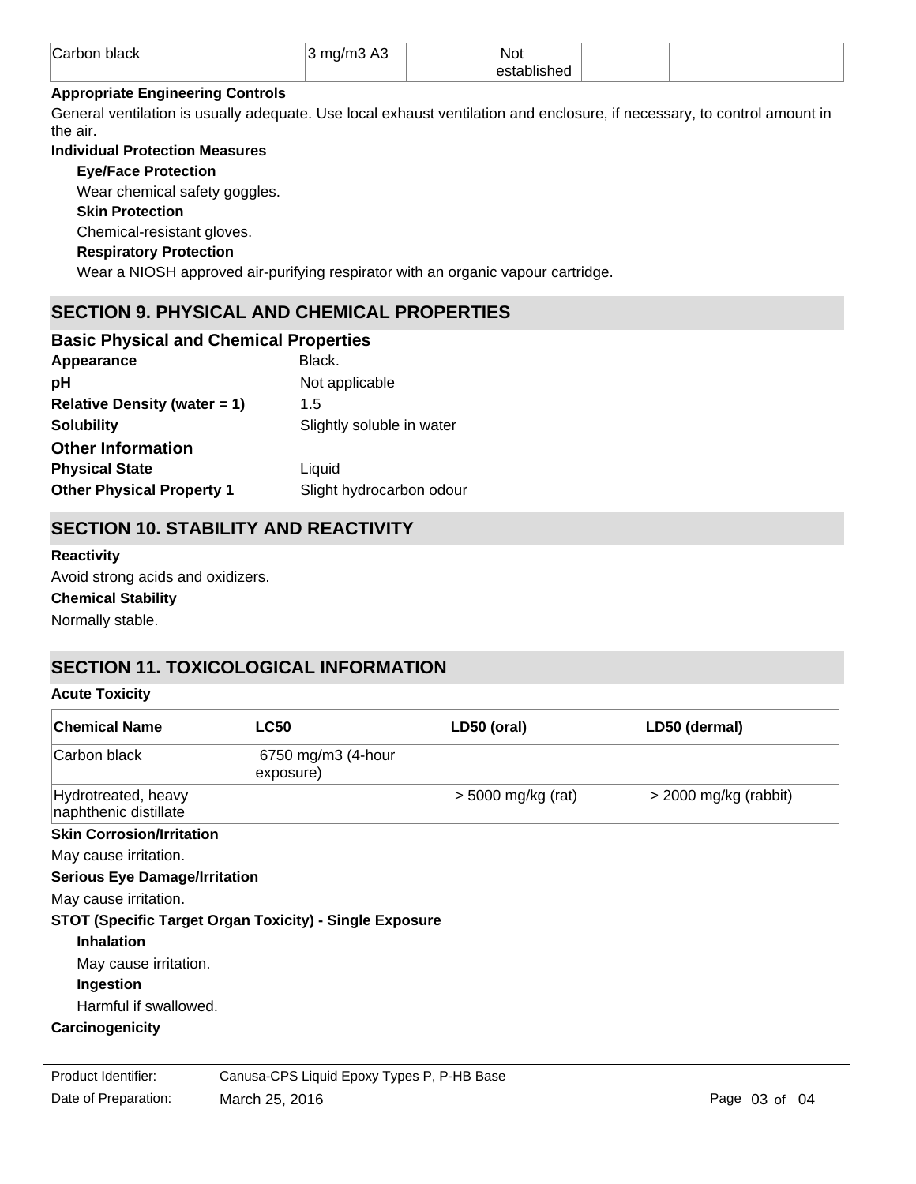| Carbon black | 3 mg/m3 A3 | | Not established | | | |
|---|---|---|---|---|---|---|

**Appropriate Engineering Controls**

General ventilation is usually adequate. Use local exhaust ventilation and enclosure, if necessary, to control amount in the air.

**Individual Protection Measures**

**Eye/Face Protection**

Wear chemical safety goggles.

**Skin Protection**

Chemical-resistant gloves.

**Respiratory Protection**

Wear a NIOSH approved air-purifying respirator with an organic vapour cartridge.

## SECTION 9. PHYSICAL AND CHEMICAL PROPERTIES

### Basic Physical and Chemical Properties

**Appearance** Black.

**pH** Not applicable

**Relative Density (water = 1)** 1.5

**Solubility** Slightly soluble in water

### Other Information

**Physical State** Liquid

**Other Physical Property 1** Slight hydrocarbon odour

## SECTION 10. STABILITY AND REACTIVITY

**Reactivity**

Avoid strong acids and oxidizers.

**Chemical Stability**

Normally stable.

## SECTION 11. TOXICOLOGICAL INFORMATION

**Acute Toxicity**

| Chemical Name | LC50 | LD50 (oral) | LD50 (dermal) |
|---|---|---|---|
| Carbon black | 6750 mg/m3 (4-hour exposure) | | |
| Hydrotreated, heavy naphthenic distillate | | > 5000 mg/kg (rat) | > 2000 mg/kg (rabbit) |

**Skin Corrosion/Irritation**

May cause irritation.

**Serious Eye Damage/Irritation**

May cause irritation.

**STOT (Specific Target Organ Toxicity) - Single Exposure**

**Inhalation**

May cause irritation.

**Ingestion**

Harmful if swallowed.

**Carcinogenicity**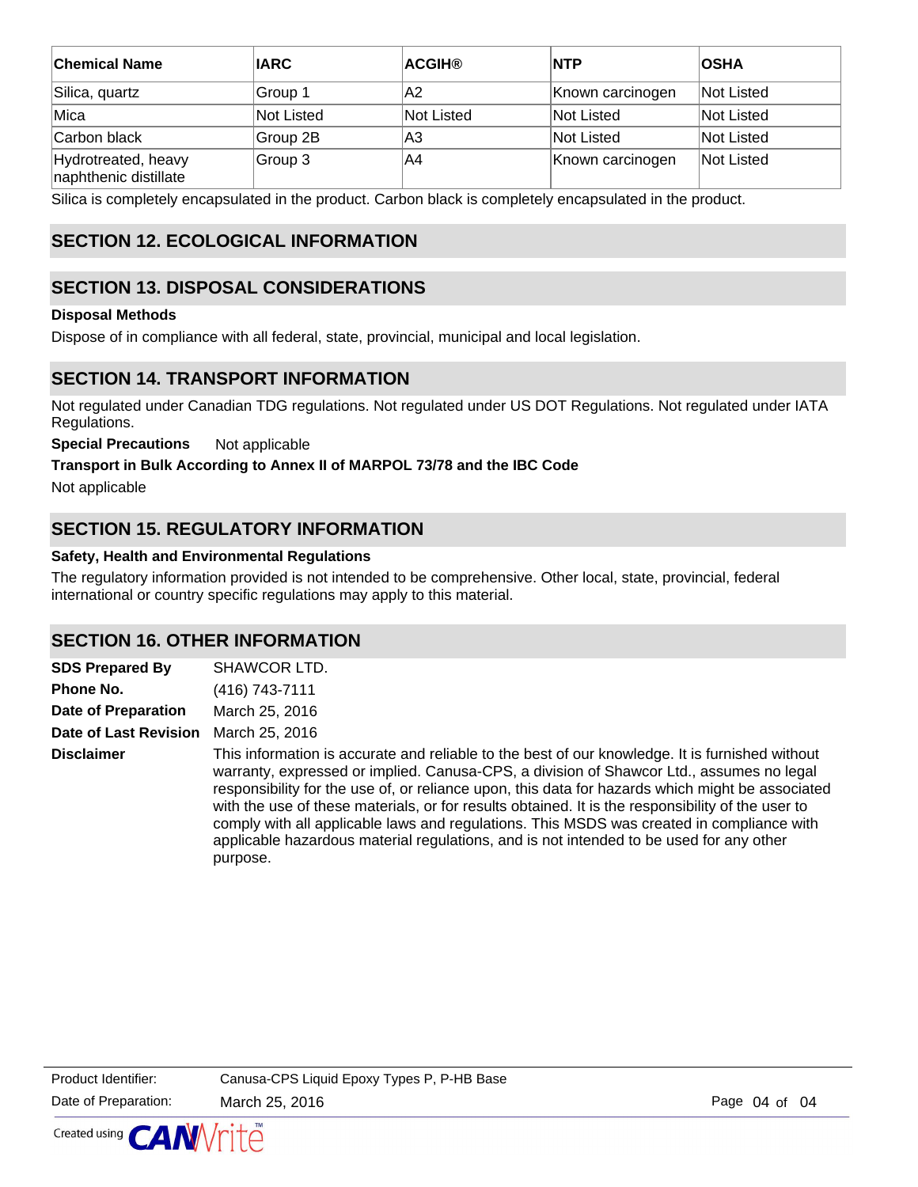| Chemical Name | IARC | ACGIH® | NTP | OSHA |
| --- | --- | --- | --- | --- |
| Silica, quartz | Group 1 | A2 | Known carcinogen | Not Listed |
| Mica | Not Listed | Not Listed | Not Listed | Not Listed |
| Carbon black | Group 2B | A3 | Not Listed | Not Listed |
| Hydrotreated, heavy naphthenic distillate | Group 3 | A4 | Known carcinogen | Not Listed |

Silica is completely encapsulated in the product. Carbon black is completely encapsulated in the product.

## SECTION 12. ECOLOGICAL INFORMATION

## SECTION 13. DISPOSAL CONSIDERATIONS

**Disposal Methods**

Dispose of in compliance with all federal, state, provincial, municipal and local legislation.

## SECTION 14. TRANSPORT INFORMATION

Not regulated under Canadian TDG regulations. Not regulated under US DOT Regulations. Not regulated under IATA Regulations.

**Special Precautions** Not applicable

**Transport in Bulk According to Annex II of MARPOL 73/78 and the IBC Code**

Not applicable

## SECTION 15. REGULATORY INFORMATION

**Safety, Health and Environmental Regulations**

The regulatory information provided is not intended to be comprehensive. Other local, state, provincial, federal international or country specific regulations may apply to this material.

## SECTION 16. OTHER INFORMATION

**SDS Prepared By** SHAWCOR LTD.

**Phone No.** (416) 743-7111

**Date of Preparation** March 25, 2016

**Date of Last Revision** March 25, 2016

**Disclaimer** This information is accurate and reliable to the best of our knowledge. It is furnished without warranty, expressed or implied. Canusa-CPS, a division of Shawcor Ltd., assumes no legal responsibility for the use of, or reliance upon, this data for hazards which might be associated with the use of these materials, or for results obtained. It is the responsibility of the user to comply with all applicable laws and regulations. This MSDS was created in compliance with applicable hazardous material regulations, and is not intended to be used for any other purpose.